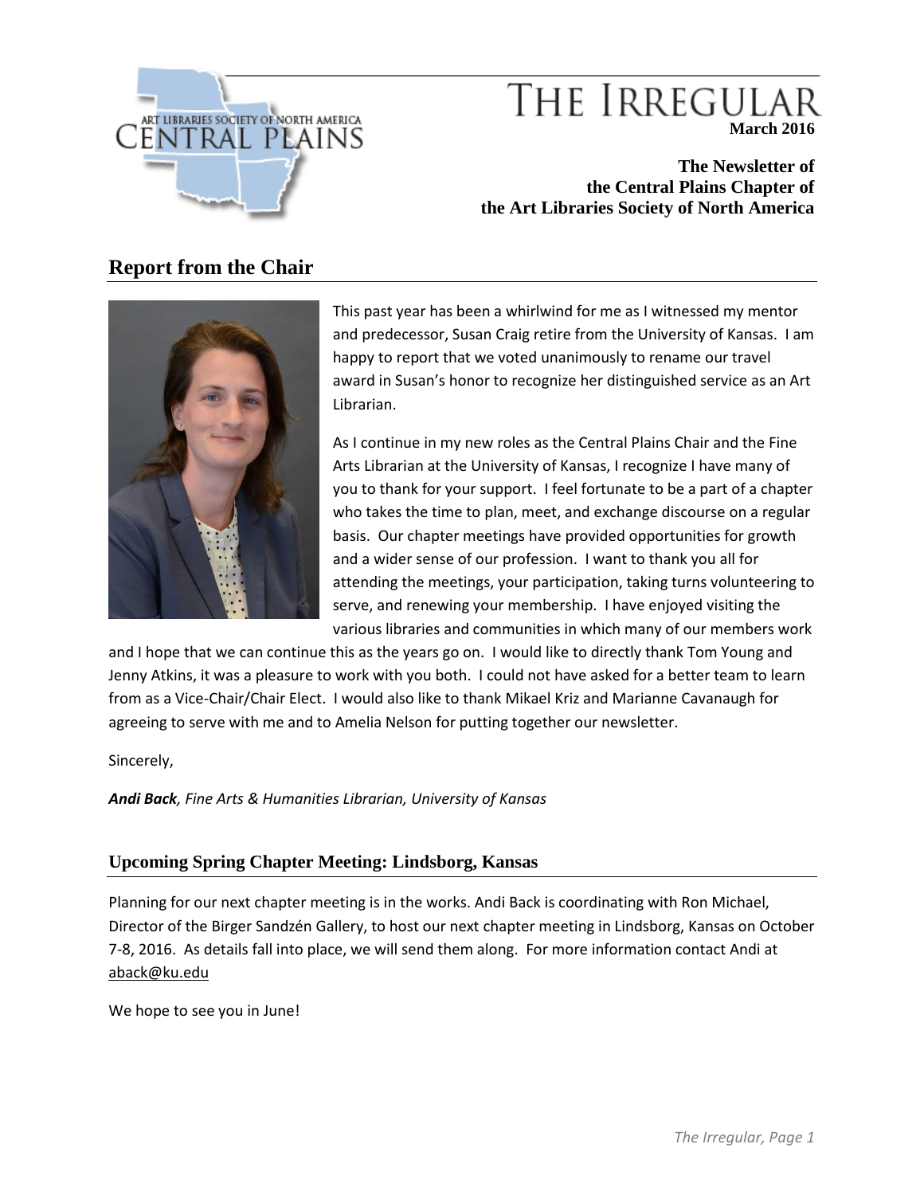ART LIBRARIES SOCIETY OF NORTH AMERICA
CENTRAL PLAINS

# THE IRREGULAR

**March 2016**

**The Newsletter of the Central Plains Chapter of the Art Libraries Society of North America**

## Report from the Chair

This past year has been a whirlwind for me as I witnessed my mentor and predecessor, Susan Craig retire from the University of Kansas. I am happy to report that we voted unanimously to rename our travel award in Susan's honor to recognize her distinguished service as an Art Librarian.

As I continue in my new roles as the Central Plains Chair and the Fine Arts Librarian at the University of Kansas, I recognize I have many of you to thank for your support. I feel fortunate to be a part of a chapter who takes the time to plan, meet, and exchange discourse on a regular basis. Our chapter meetings have provided opportunities for growth and a wider sense of our profession. I want to thank you all for attending the meetings, your participation, taking turns volunteering to serve, and renewing your membership. I have enjoyed visiting the various libraries and communities in which many of our members work and I hope that we can continue this as the years go on. I would like to directly thank Tom Young and Jenny Atkins, it was a pleasure to work with you both. I could not have asked for a better team to learn from as a Vice-Chair/Chair Elect. I would also like to thank Mikael Kriz and Marianne Cavanaugh for agreeing to serve with me and to Amelia Nelson for putting together our newsletter.

Sincerely,

***Andi Back****, Fine Arts & Humanities Librarian, University of Kansas*

### Upcoming Spring Chapter Meeting: Lindsborg, Kansas

Planning for our next chapter meeting is in the works. Andi Back is coordinating with Ron Michael, Director of the Birger Sandzén Gallery, to host our next chapter meeting in Lindsborg, Kansas on October 7-8, 2016. As details fall into place, we will send them along. For more information contact Andi at aback@ku.edu

We hope to see you in June!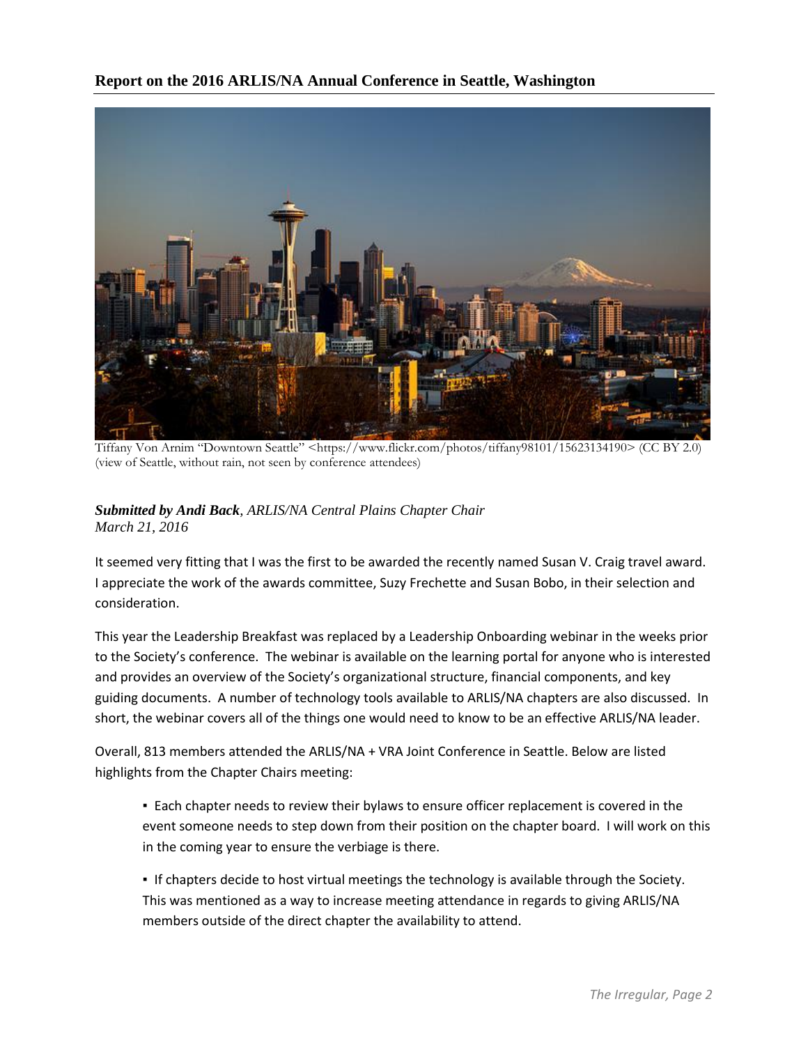## Report on the 2016 ARLIS/NA Annual Conference in Seattle, Washington

Tiffany Von Arnim "Downtown Seattle" <https://www.flickr.com/photos/tiffany98101/15623134190> (CC BY 2.0) (view of Seattle, without rain, not seen by conference attendees)

***Submitted by Andi Back**, ARLIS/NA Central Plains Chapter Chair*
*March 21, 2016*

It seemed very fitting that I was the first to be awarded the recently named Susan V. Craig travel award. I appreciate the work of the awards committee, Suzy Frechette and Susan Bobo, in their selection and consideration.

This year the Leadership Breakfast was replaced by a Leadership Onboarding webinar in the weeks prior to the Society's conference. The webinar is available on the learning portal for anyone who is interested and provides an overview of the Society's organizational structure, financial components, and key guiding documents. A number of technology tools available to ARLIS/NA chapters are also discussed. In short, the webinar covers all of the things one would need to know to be an effective ARLIS/NA leader.

Overall, 813 members attended the ARLIS/NA + VRA Joint Conference in Seattle. Below are listed highlights from the Chapter Chairs meeting:

- Each chapter needs to review their bylaws to ensure officer replacement is covered in the event someone needs to step down from their position on the chapter board. I will work on this in the coming year to ensure the verbiage is there.

- If chapters decide to host virtual meetings the technology is available through the Society. This was mentioned as a way to increase meeting attendance in regards to giving ARLIS/NA members outside of the direct chapter the availability to attend.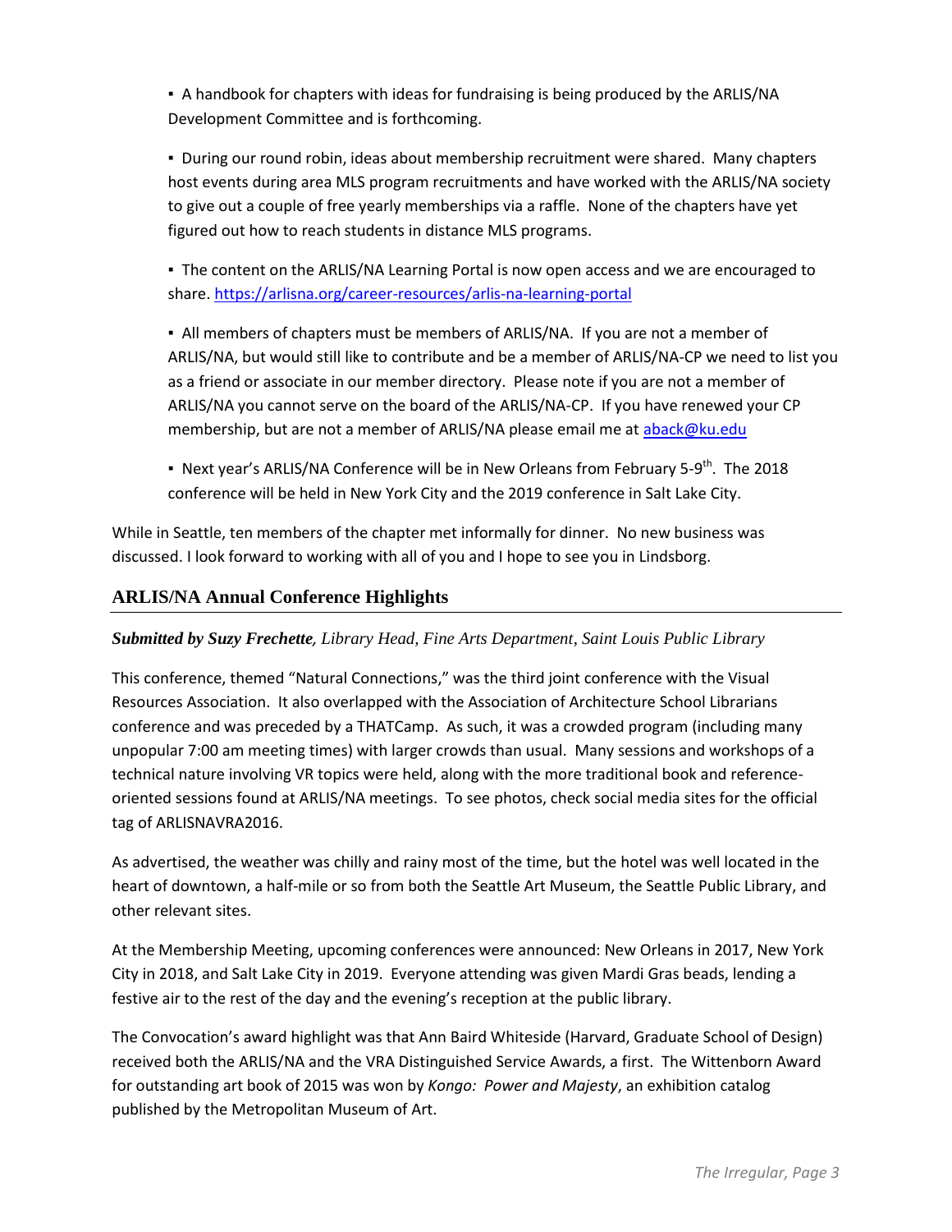- A handbook for chapters with ideas for fundraising is being produced by the ARLIS/NA Development Committee and is forthcoming.

- During our round robin, ideas about membership recruitment were shared. Many chapters host events during area MLS program recruitments and have worked with the ARLIS/NA society to give out a couple of free yearly memberships via a raffle. None of the chapters have yet figured out how to reach students in distance MLS programs.

- The content on the ARLIS/NA Learning Portal is now open access and we are encouraged to share. https://arlisna.org/career-resources/arlis-na-learning-portal

- All members of chapters must be members of ARLIS/NA. If you are not a member of ARLIS/NA, but would still like to contribute and be a member of ARLIS/NA-CP we need to list you as a friend or associate in our member directory. Please note if you are not a member of ARLIS/NA you cannot serve on the board of the ARLIS/NA-CP. If you have renewed your CP membership, but are not a member of ARLIS/NA please email me at aback@ku.edu

- Next year's ARLIS/NA Conference will be in New Orleans from February 5-9th. The 2018 conference will be held in New York City and the 2019 conference in Salt Lake City.

While in Seattle, ten members of the chapter met informally for dinner. No new business was discussed. I look forward to working with all of you and I hope to see you in Lindsborg.

## ARLIS/NA Annual Conference Highlights

***Submitted by Suzy Frechette****, Library Head, Fine Arts Department, Saint Louis Public Library*

This conference, themed "Natural Connections," was the third joint conference with the Visual Resources Association. It also overlapped with the Association of Architecture School Librarians conference and was preceded by a THATCamp. As such, it was a crowded program (including many unpopular 7:00 am meeting times) with larger crowds than usual. Many sessions and workshops of a technical nature involving VR topics were held, along with the more traditional book and reference-oriented sessions found at ARLIS/NA meetings. To see photos, check social media sites for the official tag of ARLISNAVRA2016.

As advertised, the weather was chilly and rainy most of the time, but the hotel was well located in the heart of downtown, a half-mile or so from both the Seattle Art Museum, the Seattle Public Library, and other relevant sites.

At the Membership Meeting, upcoming conferences were announced: New Orleans in 2017, New York City in 2018, and Salt Lake City in 2019. Everyone attending was given Mardi Gras beads, lending a festive air to the rest of the day and the evening's reception at the public library.

The Convocation's award highlight was that Ann Baird Whiteside (Harvard, Graduate School of Design) received both the ARLIS/NA and the VRA Distinguished Service Awards, a first. The Wittenborn Award for outstanding art book of 2015 was won by *Kongo: Power and Majesty*, an exhibition catalog published by the Metropolitan Museum of Art.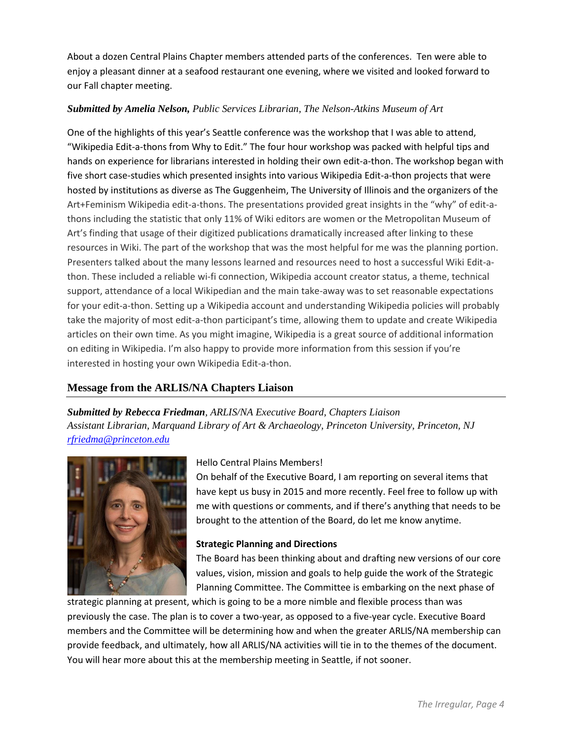About a dozen Central Plains Chapter members attended parts of the conferences. Ten were able to enjoy a pleasant dinner at a seafood restaurant one evening, where we visited and looked forward to our Fall chapter meeting.

***Submitted by Amelia Nelson,*** *Public Services Librarian, The Nelson-Atkins Museum of Art*

One of the highlights of this year's Seattle conference was the workshop that I was able to attend, "Wikipedia Edit-a-thons from Why to Edit." The four hour workshop was packed with helpful tips and hands on experience for librarians interested in holding their own edit-a-thon. The workshop began with five short case-studies which presented insights into various Wikipedia Edit-a-thon projects that were hosted by institutions as diverse as The Guggenheim, The University of Illinois and the organizers of the Art+Feminism Wikipedia edit-a-thons. The presentations provided great insights in the "why" of edit-a-thons including the statistic that only 11% of Wiki editors are women or the Metropolitan Museum of Art's finding that usage of their digitized publications dramatically increased after linking to these resources in Wiki. The part of the workshop that was the most helpful for me was the planning portion. Presenters talked about the many lessons learned and resources need to host a successful Wiki Edit-a-thon. These included a reliable wi-fi connection, Wikipedia account creator status, a theme, technical support, attendance of a local Wikipedian and the main take-away was to set reasonable expectations for your edit-a-thon. Setting up a Wikipedia account and understanding Wikipedia policies will probably take the majority of most edit-a-thon participant's time, allowing them to update and create Wikipedia articles on their own time. As you might imagine, Wikipedia is a great source of additional information on editing in Wikipedia. I'm also happy to provide more information from this session if you're interested in hosting your own Wikipedia Edit-a-thon.

## Message from the ARLIS/NA Chapters Liaison

***Submitted by Rebecca Friedman****, ARLIS/NA Executive Board, Chapters Liaison*
*Assistant Librarian, Marquand Library of Art & Archaeology, Princeton University, Princeton, NJ*
*rfriedma@princeton.edu*

Hello Central Plains Members!
On behalf of the Executive Board, I am reporting on several items that have kept us busy in 2015 and more recently. Feel free to follow up with me with questions or comments, and if there's anything that needs to be brought to the attention of the Board, do let me know anytime.

**Strategic Planning and Directions**
The Board has been thinking about and drafting new versions of our core values, vision, mission and goals to help guide the work of the Strategic Planning Committee. The Committee is embarking on the next phase of strategic planning at present, which is going to be a more nimble and flexible process than was previously the case. The plan is to cover a two-year, as opposed to a five-year cycle. Executive Board members and the Committee will be determining how and when the greater ARLIS/NA membership can provide feedback, and ultimately, how all ARLIS/NA activities will tie in to the themes of the document. You will hear more about this at the membership meeting in Seattle, if not sooner.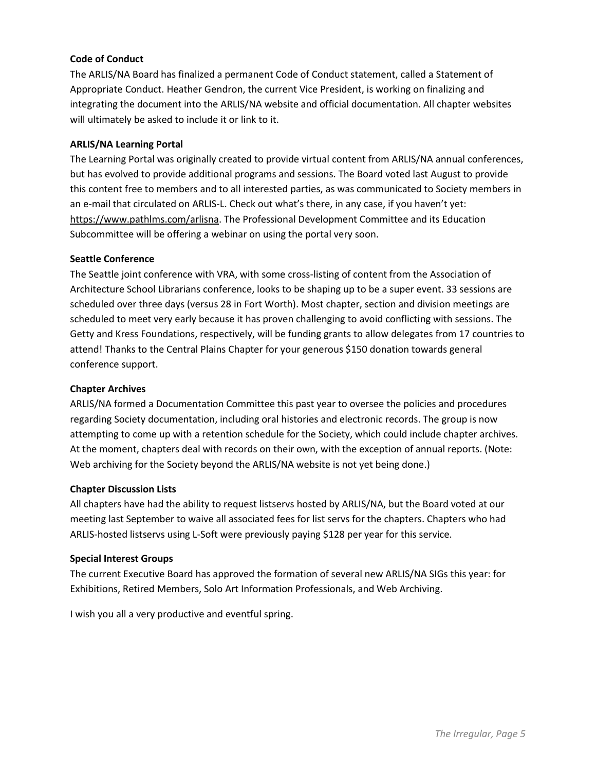**Code of Conduct**

The ARLIS/NA Board has finalized a permanent Code of Conduct statement, called a Statement of Appropriate Conduct. Heather Gendron, the current Vice President, is working on finalizing and integrating the document into the ARLIS/NA website and official documentation. All chapter websites will ultimately be asked to include it or link to it.

**ARLIS/NA Learning Portal**

The Learning Portal was originally created to provide virtual content from ARLIS/NA annual conferences, but has evolved to provide additional programs and sessions. The Board voted last August to provide this content free to members and to all interested parties, as was communicated to Society members in an e-mail that circulated on ARLIS-L. Check out what's there, in any case, if you haven't yet: https://www.pathlms.com/arlisna. The Professional Development Committee and its Education Subcommittee will be offering a webinar on using the portal very soon.

**Seattle Conference**

The Seattle joint conference with VRA, with some cross-listing of content from the Association of Architecture School Librarians conference, looks to be shaping up to be a super event. 33 sessions are scheduled over three days (versus 28 in Fort Worth). Most chapter, section and division meetings are scheduled to meet very early because it has proven challenging to avoid conflicting with sessions. The Getty and Kress Foundations, respectively, will be funding grants to allow delegates from 17 countries to attend! Thanks to the Central Plains Chapter for your generous $150 donation towards general conference support.

**Chapter Archives**

ARLIS/NA formed a Documentation Committee this past year to oversee the policies and procedures regarding Society documentation, including oral histories and electronic records. The group is now attempting to come up with a retention schedule for the Society, which could include chapter archives. At the moment, chapters deal with records on their own, with the exception of annual reports. (Note: Web archiving for the Society beyond the ARLIS/NA website is not yet being done.)

**Chapter Discussion Lists**

All chapters have had the ability to request listservs hosted by ARLIS/NA, but the Board voted at our meeting last September to waive all associated fees for list servs for the chapters. Chapters who had ARLIS-hosted listservs using L-Soft were previously paying $128 per year for this service.

**Special Interest Groups**

The current Executive Board has approved the formation of several new ARLIS/NA SIGs this year: for Exhibitions, Retired Members, Solo Art Information Professionals, and Web Archiving.

I wish you all a very productive and eventful spring.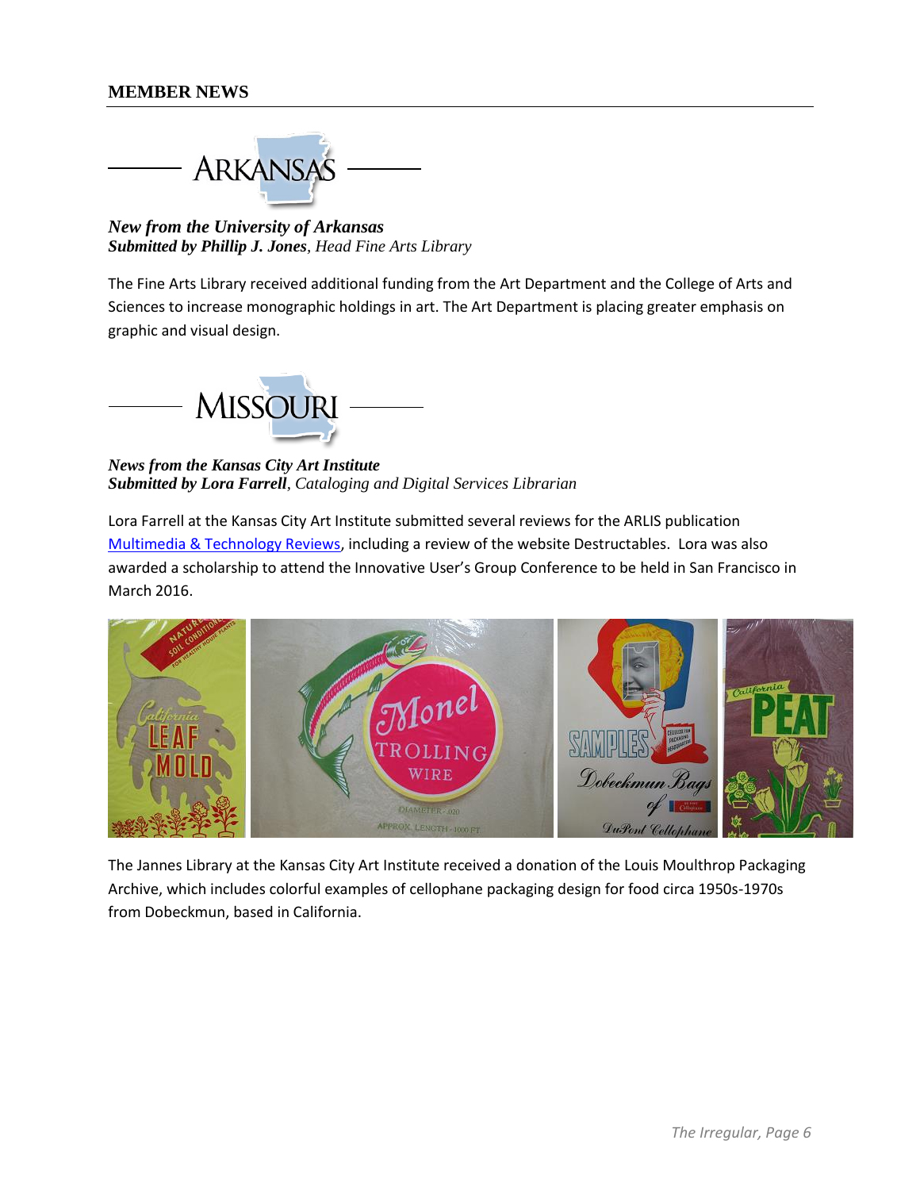## MEMBER NEWS

### ARKANSAS

***New from the University of Arkansas***
***Submitted by Phillip J. Jones**, Head Fine Arts Library*

The Fine Arts Library received additional funding from the Art Department and the College of Arts and Sciences to increase monographic holdings in art. The Art Department is placing greater emphasis on graphic and visual design.

### MISSOURI

***News from the Kansas City Art Institute***
***Submitted by Lora Farrell**, Cataloging and Digital Services Librarian*

Lora Farrell at the Kansas City Art Institute submitted several reviews for the ARLIS publication Multimedia & Technology Reviews, including a review of the website Destructables. Lora was also awarded a scholarship to attend the Innovative User's Group Conference to be held in San Francisco in March 2016.

The Jannes Library at the Kansas City Art Institute received a donation of the Louis Moulthrop Packaging Archive, which includes colorful examples of cellophane packaging design for food circa 1950s-1970s from Dobeckmun, based in California.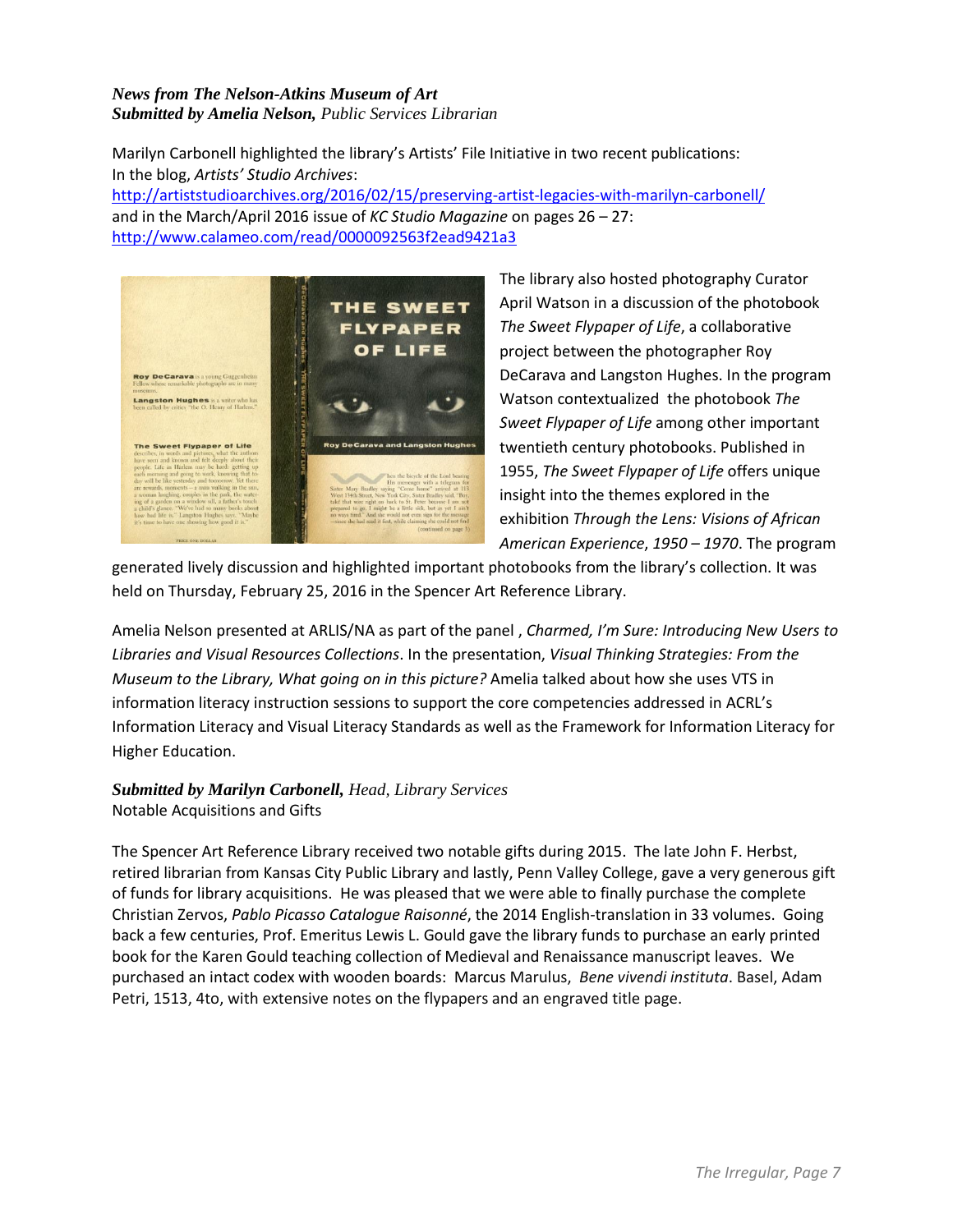***News from The Nelson-Atkins Museum of Art***
***Submitted by Amelia Nelson,** Public Services Librarian*

Marilyn Carbonell highlighted the library's Artists' File Initiative in two recent publications:
In the blog, *Artists' Studio Archives*:
http://artiststudioarchives.org/2016/02/15/preserving-artist-legacies-with-marilyn-carbonell/
and in the March/April 2016 issue of *KC Studio Magazine* on pages 26 – 27:
http://www.calameo.com/read/0000092563f2ead9421a3

The library also hosted photography Curator April Watson in a discussion of the photobook *The Sweet Flypaper of Life*, a collaborative project between the photographer Roy DeCarava and Langston Hughes. In the program Watson contextualized the photobook *The Sweet Flypaper of Life* among other important twentieth century photobooks. Published in 1955, *The Sweet Flypaper of Life* offers unique insight into the themes explored in the exhibition *Through the Lens: Visions of African American Experience, 1950 – 1970*. The program generated lively discussion and highlighted important photobooks from the library's collection. It was held on Thursday, February 25, 2016 in the Spencer Art Reference Library.

Amelia Nelson presented at ARLIS/NA as part of the panel , *Charmed, I'm Sure: Introducing New Users to Libraries and Visual Resources Collections*. In the presentation, *Visual Thinking Strategies: From the Museum to the Library, What going on in this picture?* Amelia talked about how she uses VTS in information literacy instruction sessions to support the core competencies addressed in ACRL's Information Literacy and Visual Literacy Standards as well as the Framework for Information Literacy for Higher Education.

***Submitted by Marilyn Carbonell,** Head, Library Services*
Notable Acquisitions and Gifts

The Spencer Art Reference Library received two notable gifts during 2015. The late John F. Herbst, retired librarian from Kansas City Public Library and lastly, Penn Valley College, gave a very generous gift of funds for library acquisitions. He was pleased that we were able to finally purchase the complete Christian Zervos, *Pablo Picasso Catalogue Raisonné*, the 2014 English-translation in 33 volumes. Going back a few centuries, Prof. Emeritus Lewis L. Gould gave the library funds to purchase an early printed book for the Karen Gould teaching collection of Medieval and Renaissance manuscript leaves. We purchased an intact codex with wooden boards: Marcus Marulus, *Bene vivendi instituta*. Basel, Adam Petri, 1513, 4to, with extensive notes on the flypapers and an engraved title page.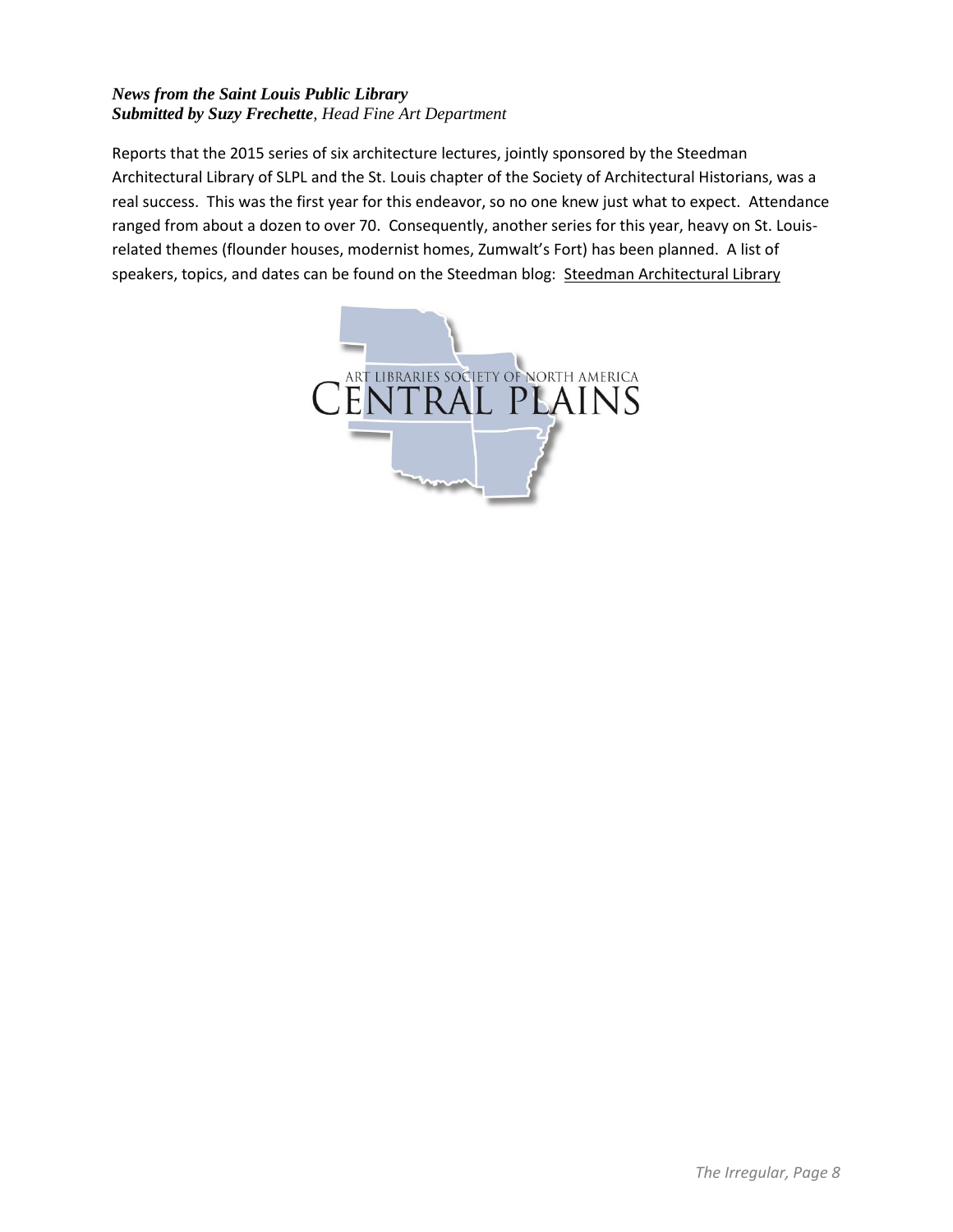***News from the Saint Louis Public Library***
***Submitted by Suzy Frechette**, Head Fine Art Department*

Reports that the 2015 series of six architecture lectures, jointly sponsored by the Steedman Architectural Library of SLPL and the St. Louis chapter of the Society of Architectural Historians, was a real success. This was the first year for this endeavor, so no one knew just what to expect. Attendance ranged from about a dozen to over 70. Consequently, another series for this year, heavy on St. Louis-related themes (flounder houses, modernist homes, Zumwalt's Fort) has been planned. A list of speakers, topics, and dates can be found on the Steedman blog: Steedman Architectural Library

ART LIBRARIES SOCIETY OF NORTH AMERICA
CENTRAL PLAINS